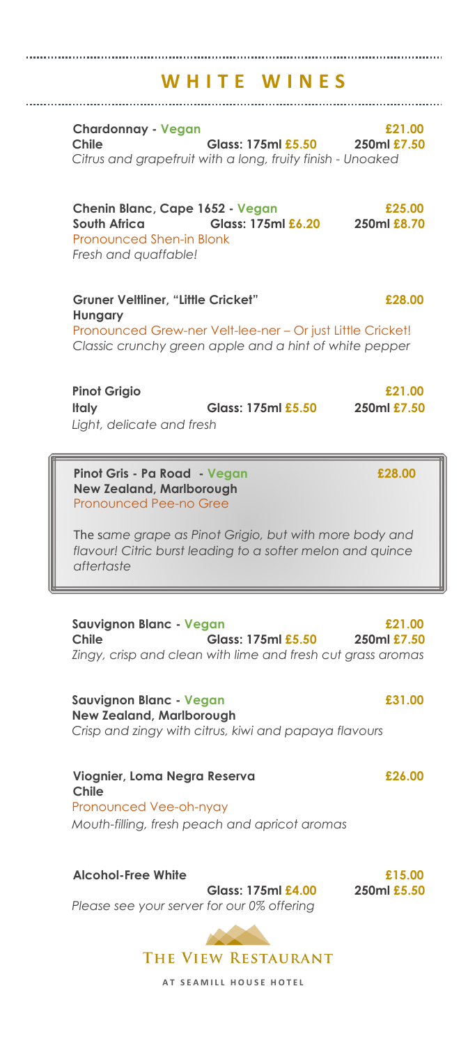# WHITE WINES

**Chardonnay - Vegan** **£21.00**
**Chile** **Glass: 175ml £5.50** **250ml £7.50**
*Citrus and grapefruit with a long, fruity finish - Unoaked*

**Chenin Blanc, Cape 1652 - Vegan** **£25.00**
**South Africa** **Glass: 175ml £6.20** **250ml £8.70**
Pronounced Shen-in Blonk
*Fresh and quaffable!*

**Gruner Veltliner, "Little Cricket"** **£28.00**
**Hungary**
Pronounced Grew-ner Velt-lee-ner – Or just Little Cricket!
*Classic crunchy green apple and a hint of white pepper*

**Pinot Grigio** **£21.00**
**Italy** **Glass: 175ml £5.50** **250ml £7.50**
*Light, delicate and fresh*

**Pinot Gris - Pa Road - Vegan** **£28.00**
**New Zealand, Marlborough**
Pronounced Pee-no Gree

The *same grape as Pinot Grigio, but with more body and flavour! Citric burst leading to a softer melon and quince aftertaste*

**Sauvignon Blanc - Vegan** **£21.00**
**Chile** **Glass: 175ml £5.50** **250ml £7.50**
*Zingy, crisp and clean with lime and fresh cut grass aromas*

**Sauvignon Blanc - Vegan** **£31.00**
**New Zealand, Marlborough**
*Crisp and zingy with citrus, kiwi and papaya flavours*

**Viognier, Loma Negra Reserva** **£26.00**
**Chile**
Pronounced Vee-oh-nyay
*Mouth-filling, fresh peach and apricot aromas*

**Alcohol-Free White** **£15.00**
**Glass: 175ml £4.00** **250ml £5.50**
*Please see your server for our 0% offering*

THE VIEW RESTAURANT
AT SEAMILL HOUSE HOTEL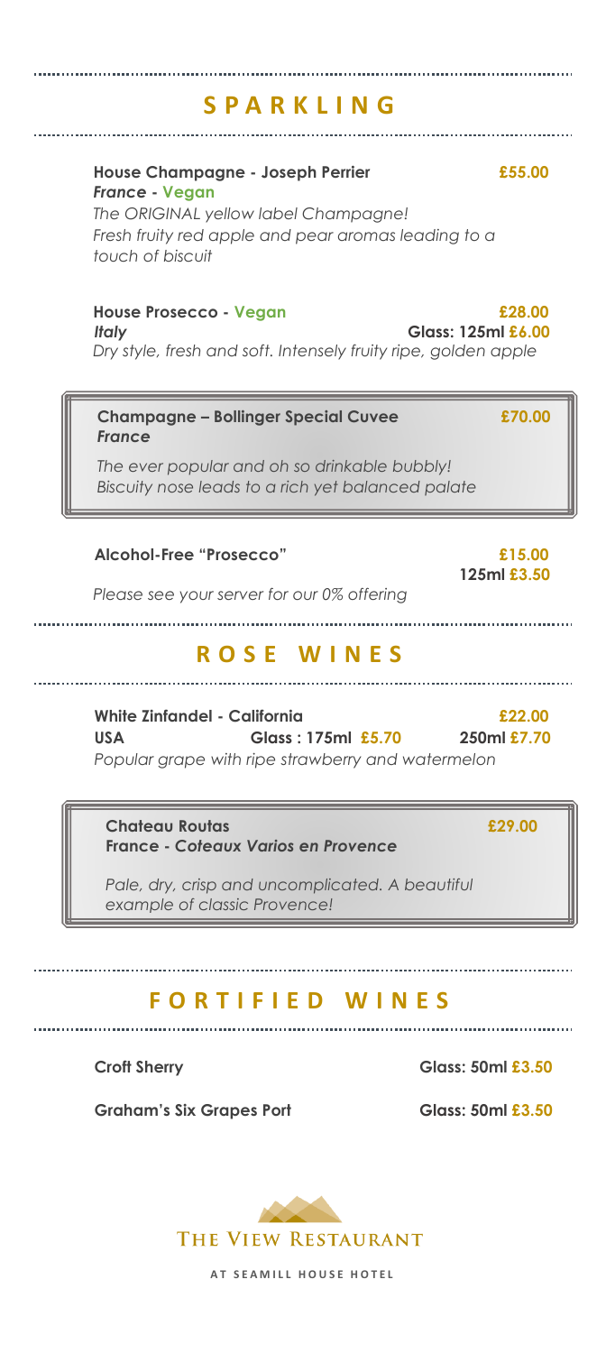## SPARKLING

**House Champagne - Joseph Perrier** **£55.00**
***France* - Vegan**
*The ORIGINAL yellow label Champagne!*
*Fresh fruity red apple and pear aromas leading to a touch of biscuit*

**House Prosecco - Vegan** **£28.00**
***Italy*** **Glass: 125ml £6.00**
*Dry style, fresh and soft. Intensely fruity ripe, golden apple*

**Champagne – Bollinger Special Cuvee** **£70.00**
***France***

*The ever popular and oh so drinkable bubbly!*
*Biscuity nose leads to a rich yet balanced palate*

**Alcohol-Free "Prosecco"** **£15.00**
**125ml £3.50**

*Please see your server for our 0% offering*

## ROSE WINES

**White Zinfandel - California** **£22.00**
**USA** **Glass : 175ml £5.70** **250ml £7.70**
*Popular grape with ripe strawberry and watermelon*

**Chateau Routas** **£29.00**
**France - *Coteaux Varios en Provence***

*Pale, dry, crisp and uncomplicated. A beautiful example of classic Provence!*

## FORTIFIED WINES

**Croft Sherry** **Glass: 50ml £3.50**

**Graham's Six Grapes Port** **Glass: 50ml £3.50**

THE VIEW RESTAURANT

AT SEAMILL HOUSE HOTEL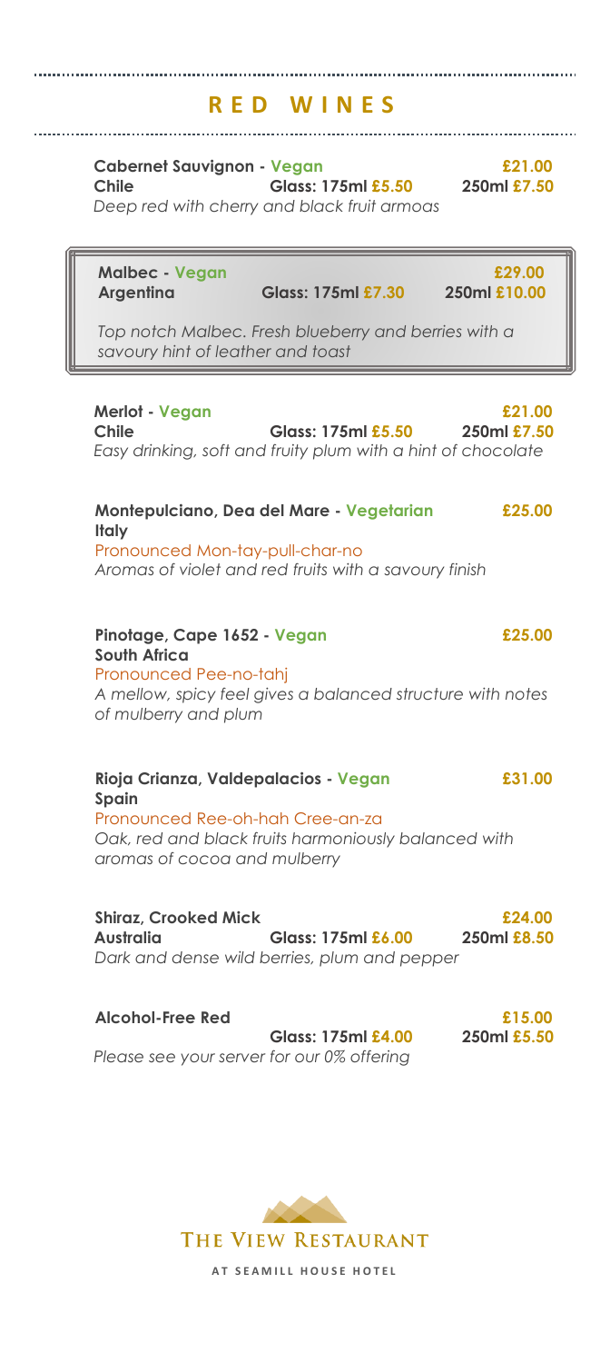# RED WINES

**Cabernet Sauvignon - Vegan** **£21.00**
**Chile** **Glass: 175ml £5.50** **250ml £7.50**
*Deep red with cherry and black fruit armoas*

**Malbec - Vegan** **£29.00**
**Argentina** **Glass: 175ml £7.30** **250ml £10.00**
*Top notch Malbec. Fresh blueberry and berries with a savoury hint of leather and toast*

**Merlot - Vegan** **£21.00**
**Chile** **Glass: 175ml £5.50** **250ml £7.50**
*Easy drinking, soft and fruity plum with a hint of chocolate*

**Montepulciano, Dea del Mare - Vegetarian** **£25.00**
**Italy**
Pronounced Mon-tay-pull-char-no
*Aromas of violet and red fruits with a savoury finish*

**Pinotage, Cape 1652 - Vegan** **£25.00**
**South Africa**
Pronounced Pee-no-tahj
*A mellow, spicy feel gives a balanced structure with notes of mulberry and plum*

**Rioja Crianza, Valdepalacios - Vegan** **£31.00**
**Spain**
Pronounced Ree-oh-hah Cree-an-za
*Oak, red and black fruits harmoniously balanced with aromas of cocoa and mulberry*

**Shiraz, Crooked Mick** **£24.00**
**Australia** **Glass: 175ml £6.00** **250ml £8.50**
*Dark and dense wild berries, plum and pepper*

**Alcohol-Free Red** **£15.00**
**Glass: 175ml £4.00** **250ml £5.50**
*Please see your server for our 0% offering*

THE VIEW RESTAURANT
AT SEAMILL HOUSE HOTEL